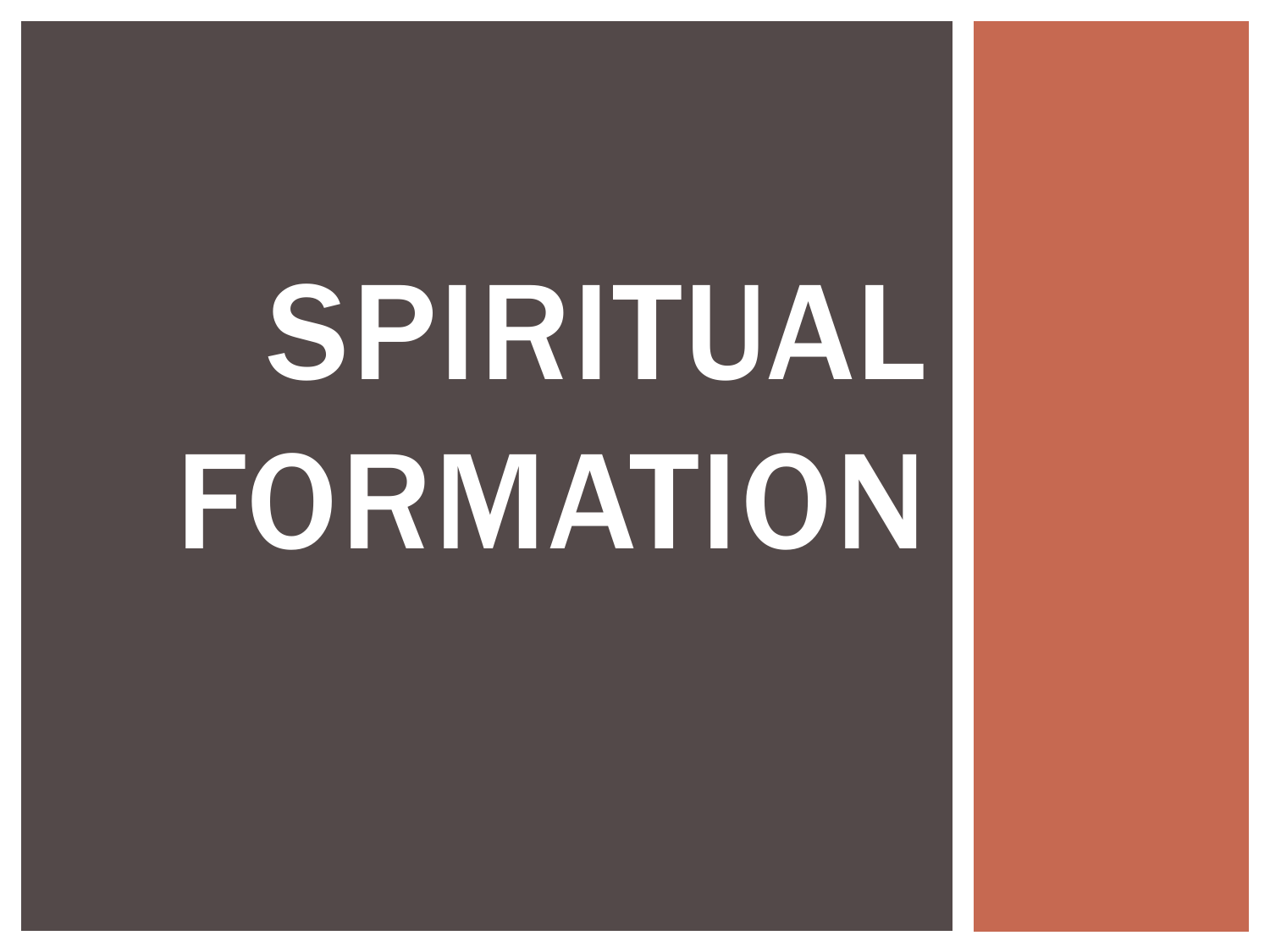# SPIRITUAL FORMATION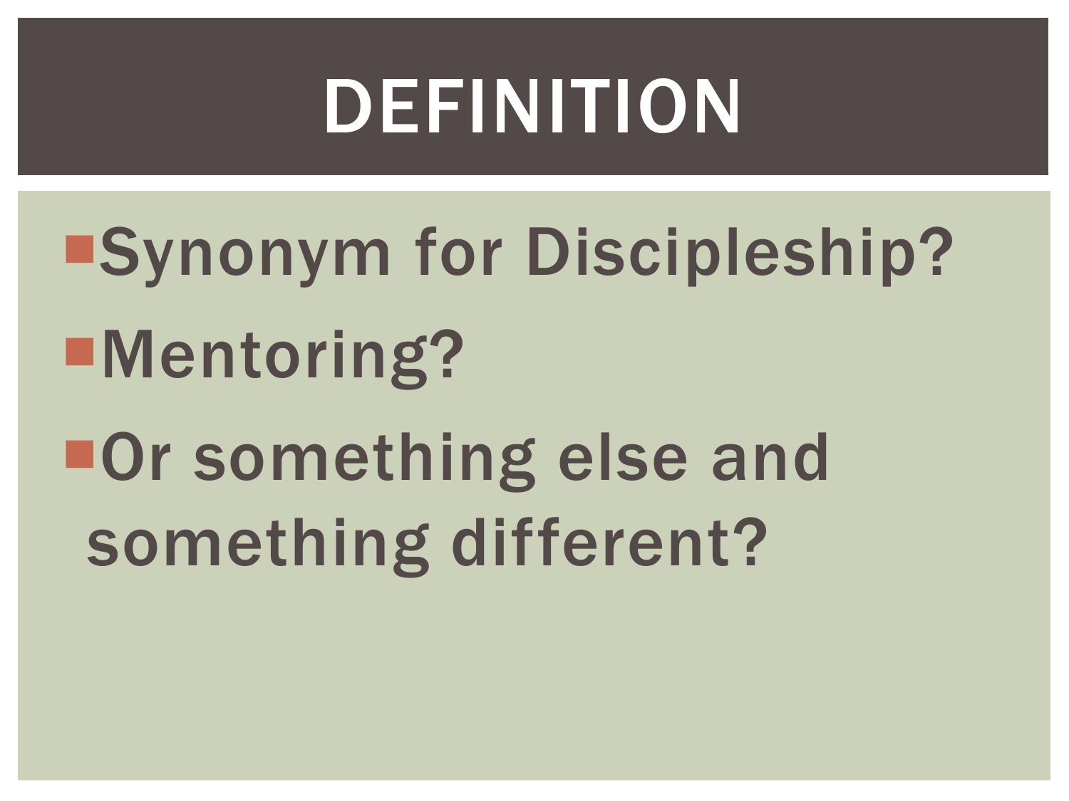# DEFINITION

- Synonym for Discipleship?
- Mentoring?
- Or something else and something different?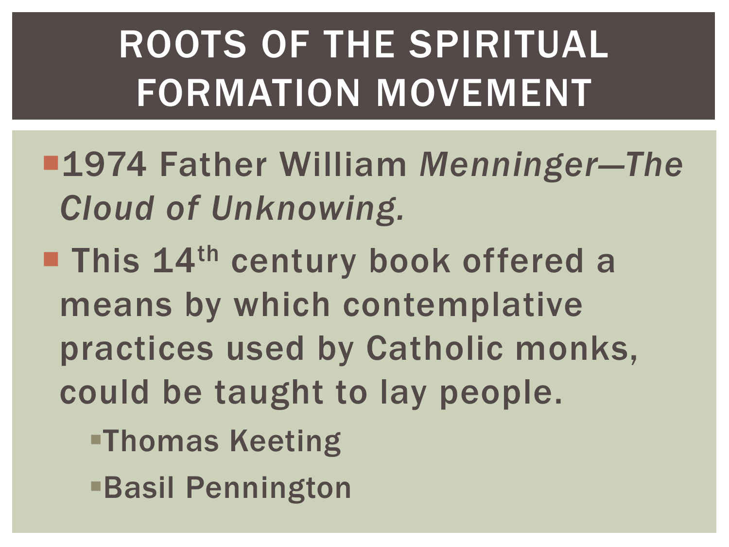# ROOTS OF THE SPIRITUAL FORMATION MOVEMENT

- 1974 Father William *Menninger—The Cloud of Unknowing.*
- This 14th century book offered a means by which contemplative practices used by Catholic monks, could be taught to lay people.
  - Thomas Keeting
  - Basil Pennington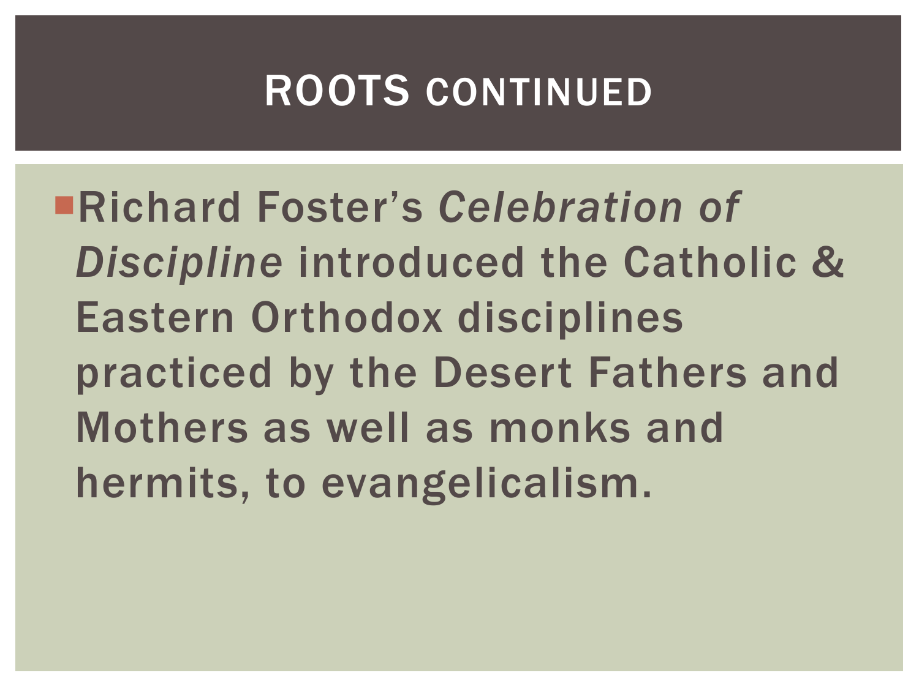# ROOTS CONTINUED

- Richard Foster's *Celebration of Discipline* introduced the Catholic & Eastern Orthodox disciplines practiced by the Desert Fathers and Mothers as well as monks and hermits, to evangelicalism.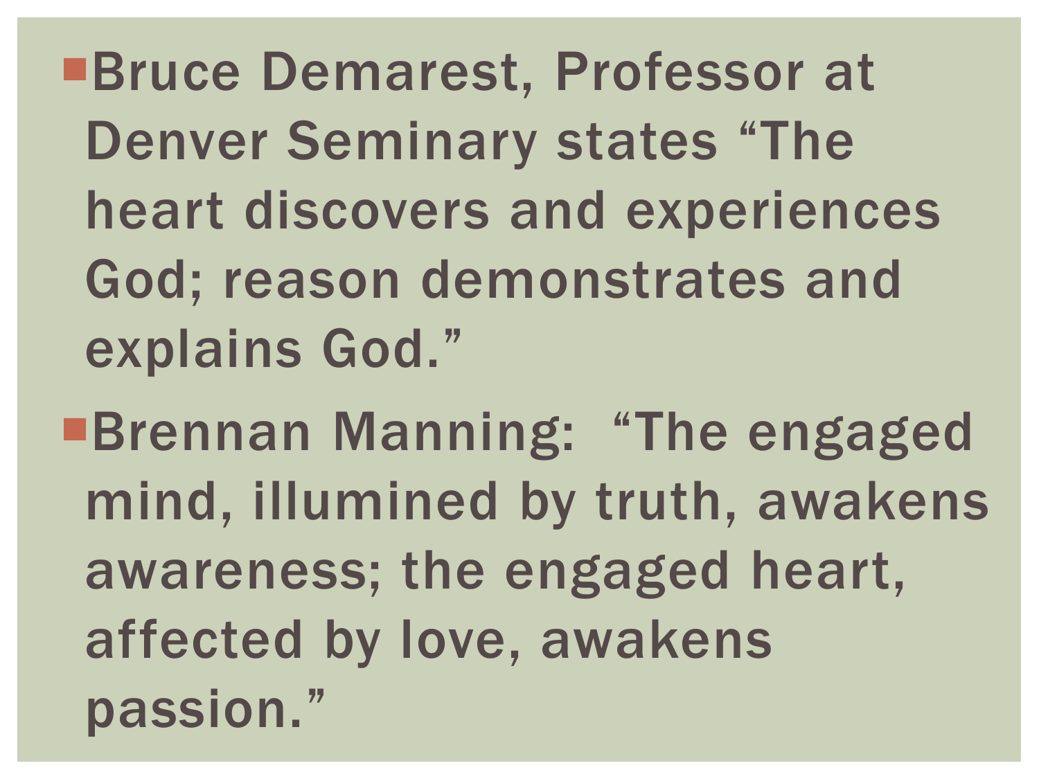- Bruce Demarest, Professor at Denver Seminary states “The heart discovers and experiences God; reason demonstrates and explains God.”
- Brennan Manning: “The engaged mind, illumined by truth, awakens awareness; the engaged heart, affected by love, awakens passion.”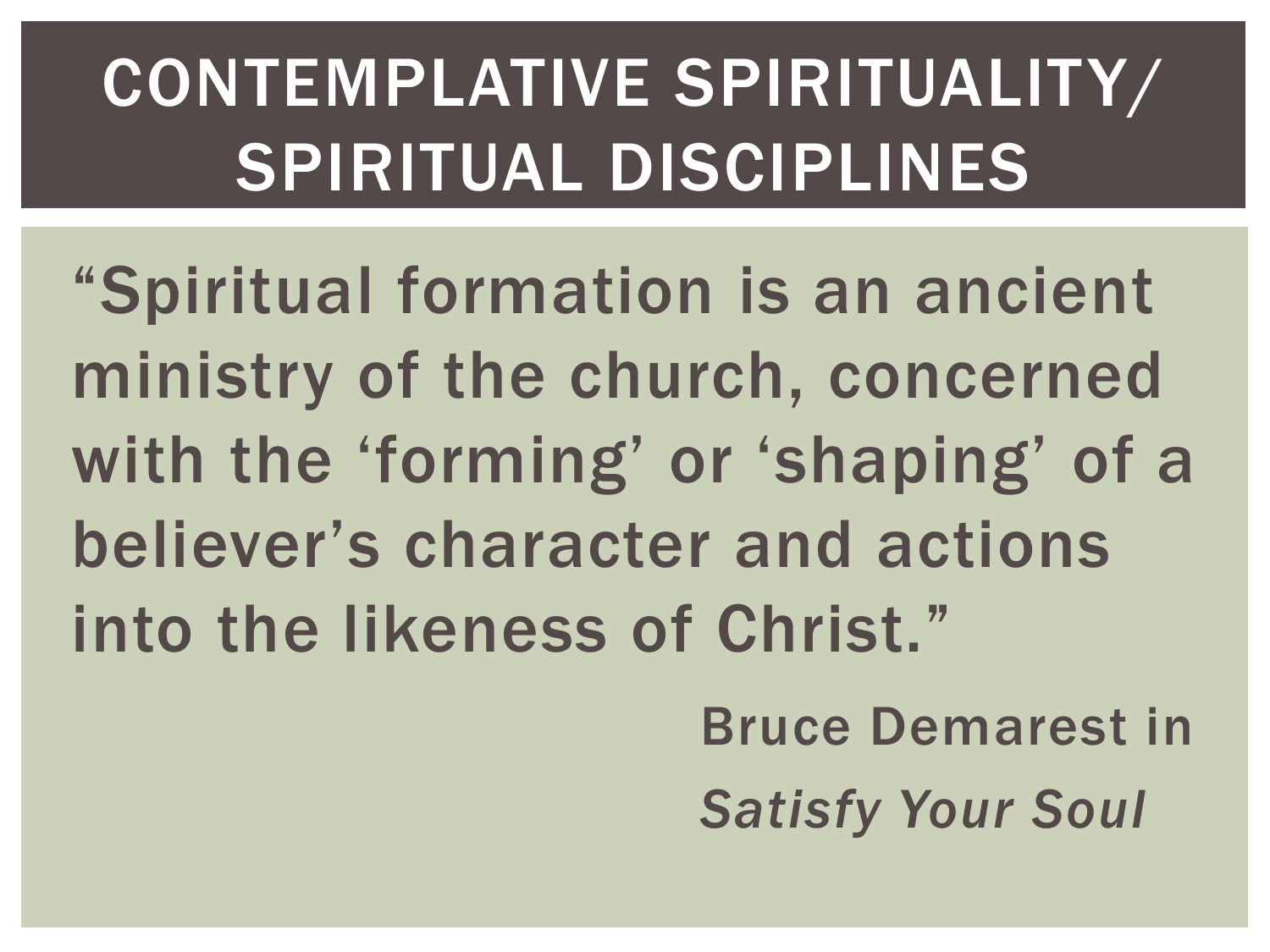# CONTEMPLATIVE SPIRITUALITY/ SPIRITUAL DISCIPLINES

"Spiritual formation is an ancient ministry of the church, concerned with the 'forming' or 'shaping' of a believer's character and actions into the likeness of Christ."

Bruce Demarest in *Satisfy Your Soul*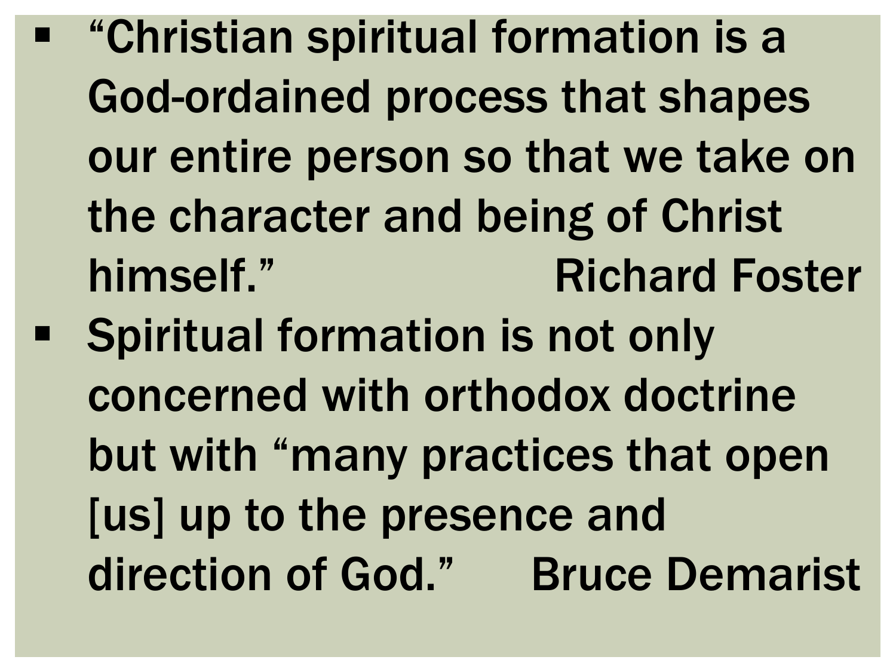- "Christian spiritual formation is a God-ordained process that shapes our entire person so that we take on the character and being of Christ himself." Richard Foster
- Spiritual formation is not only concerned with orthodox doctrine but with "many practices that open [us] up to the presence and direction of God." Bruce Demarist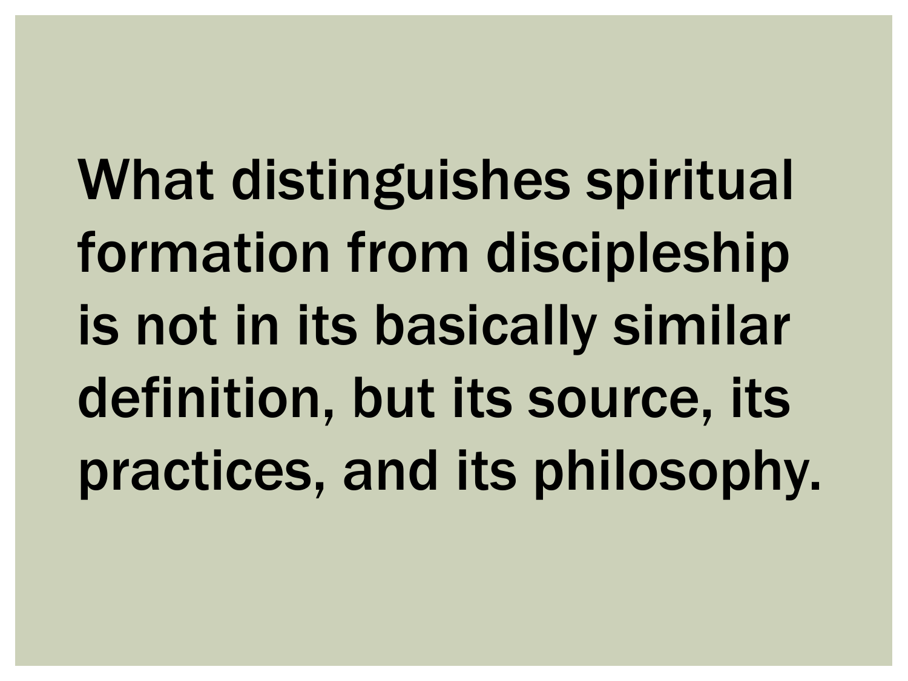What distinguishes spiritual formation from discipleship is not in its basically similar definition, but its source, its practices, and its philosophy.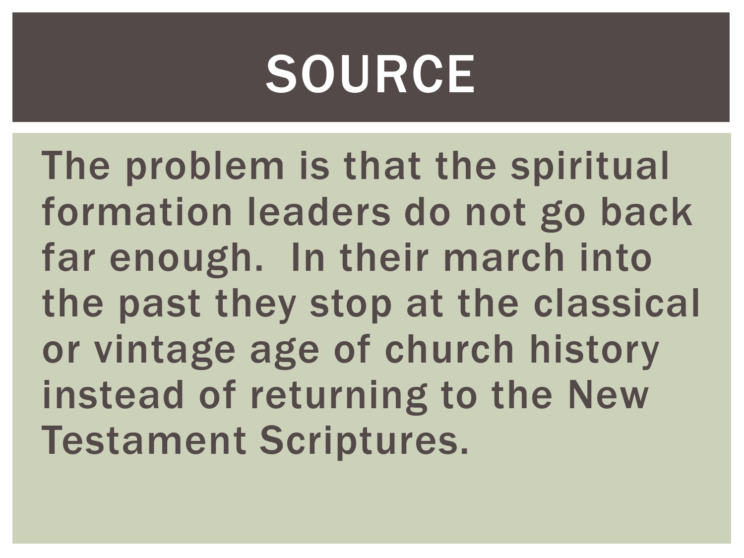# SOURCE

The problem is that the spiritual formation leaders do not go back far enough. In their march into the past they stop at the classical or vintage age of church history instead of returning to the New Testament Scriptures.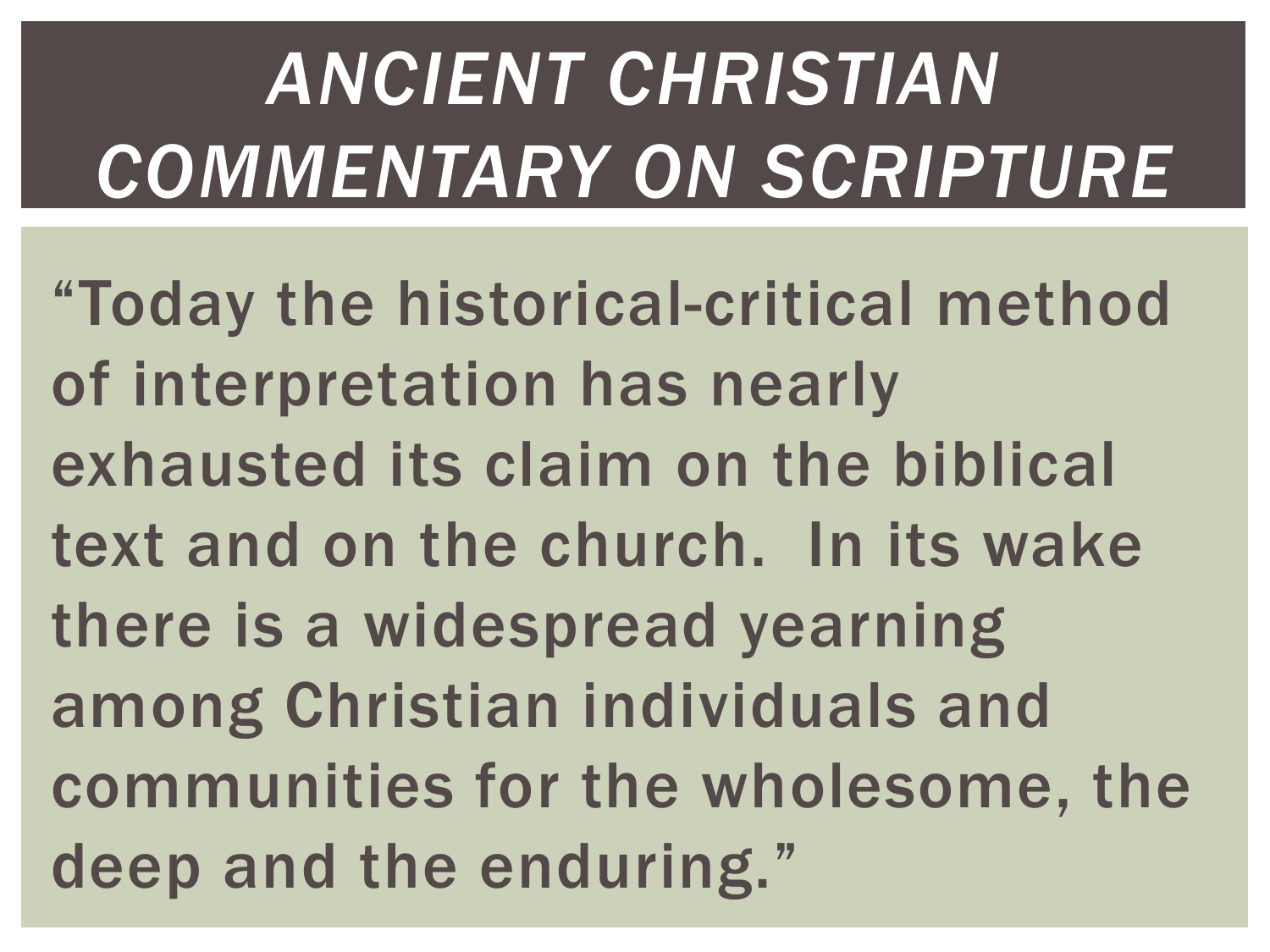# *ANCIENT CHRISTIAN COMMENTARY ON SCRIPTURE*

"Today the historical-critical method of interpretation has nearly exhausted its claim on the biblical text and on the church. In its wake there is a widespread yearning among Christian individuals and communities for the wholesome, the deep and the enduring."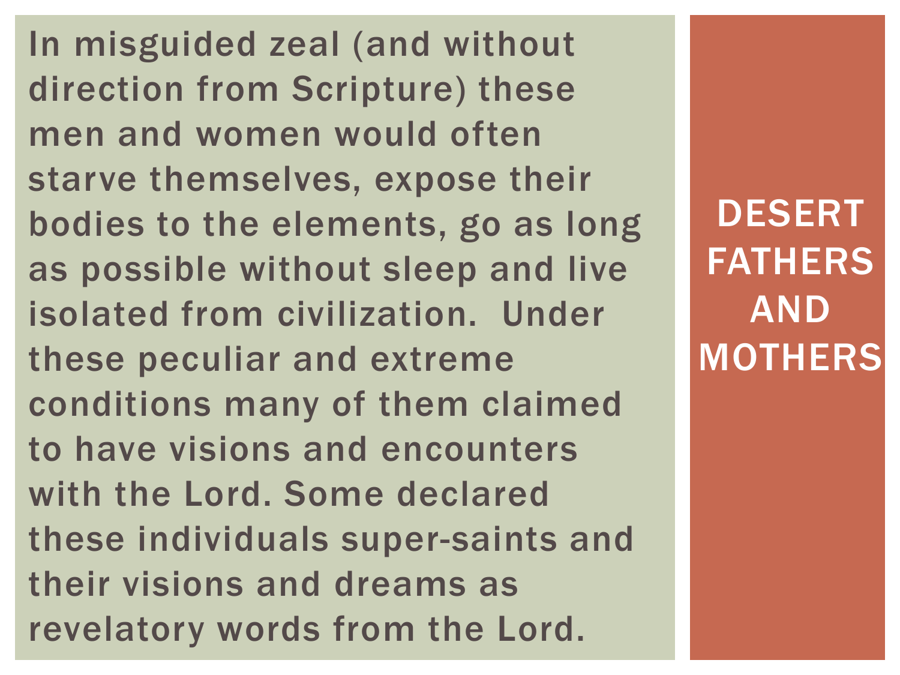## DESERT FATHERS AND MOTHERS

In misguided zeal (and without direction from Scripture) these men and women would often starve themselves, expose their bodies to the elements, go as long as possible without sleep and live isolated from civilization. Under these peculiar and extreme conditions many of them claimed to have visions and encounters with the Lord. Some declared these individuals super-saints and their visions and dreams as revelatory words from the Lord.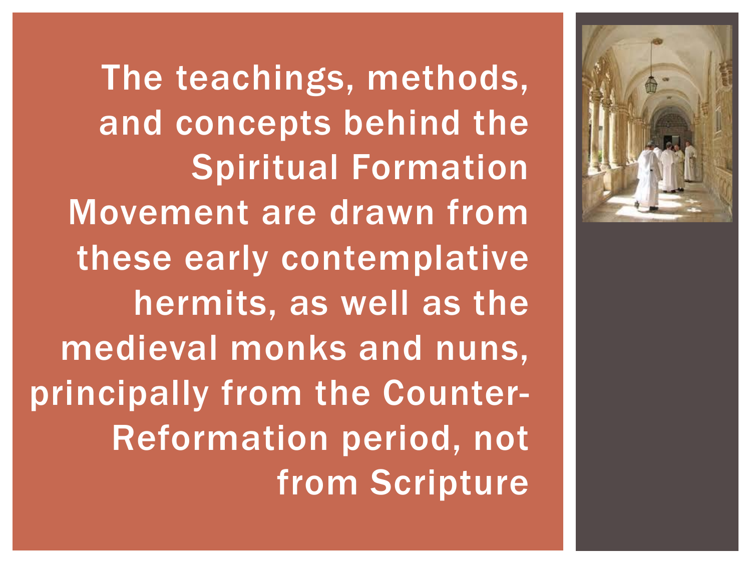The teachings, methods, and concepts behind the Spiritual Formation Movement are drawn from these early contemplative hermits, as well as the medieval monks and nuns, principally from the Counter-Reformation period, not from Scripture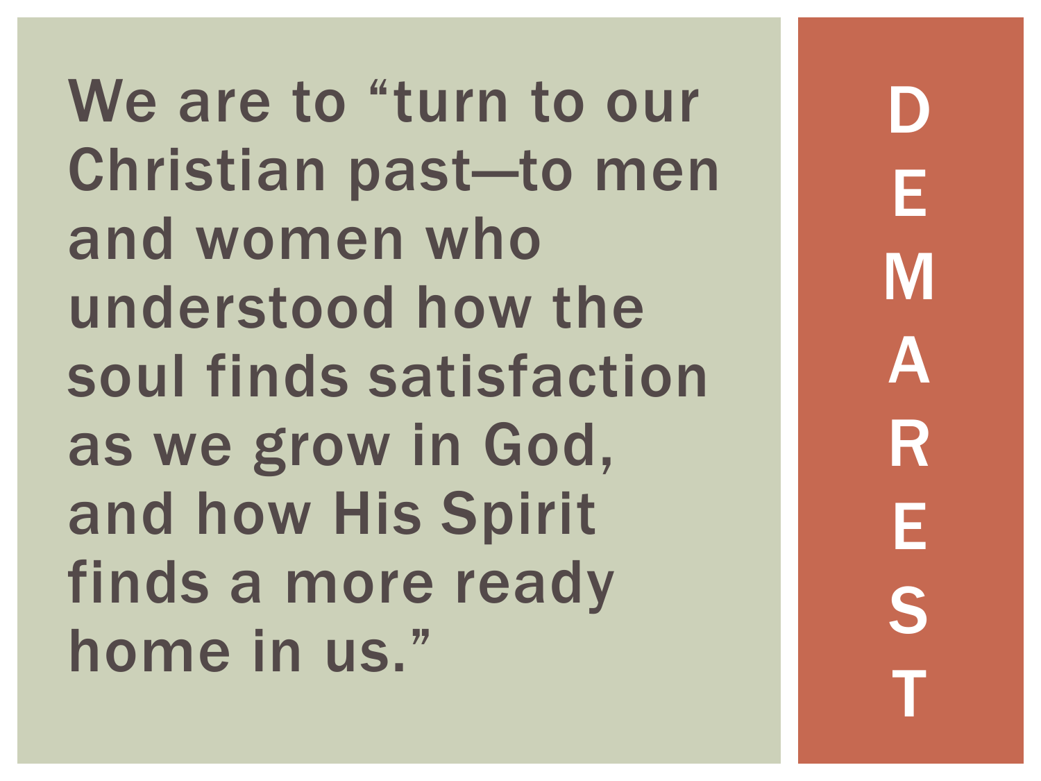# DEMAREST

We are to "turn to our Christian past—to men and women who understood how the soul finds satisfaction as we grow in God, and how His Spirit finds a more ready home in us."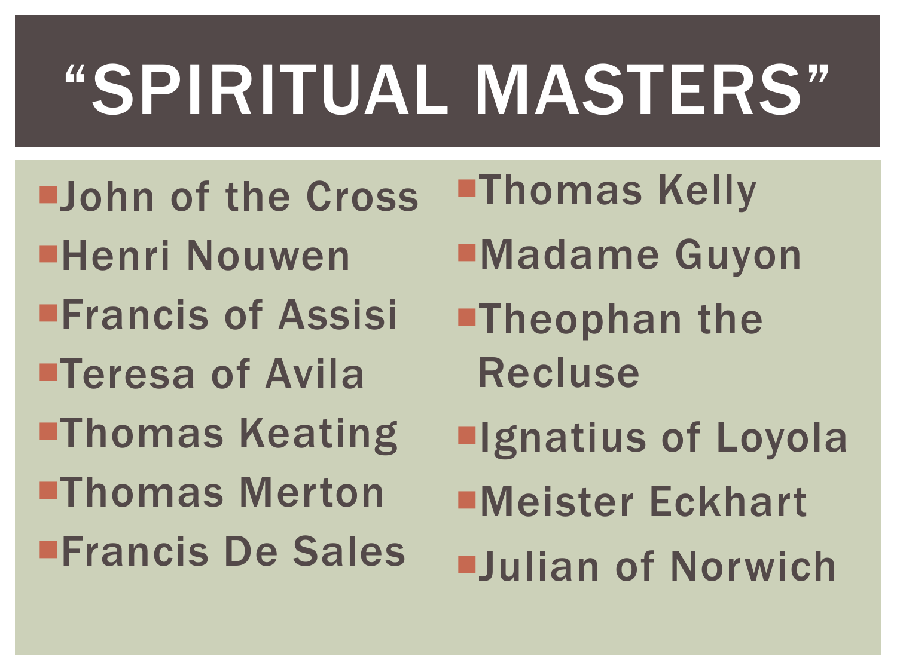# "SPIRITUAL MASTERS"

- John of the Cross
- Henri Nouwen
- Francis of Assisi
- Teresa of Avila
- Thomas Keating
- Thomas Merton
- Francis De Sales
- Thomas Kelly
- Madame Guyon
- Theophan the Recluse
- Ignatius of Loyola
- Meister Eckhart
- Julian of Norwich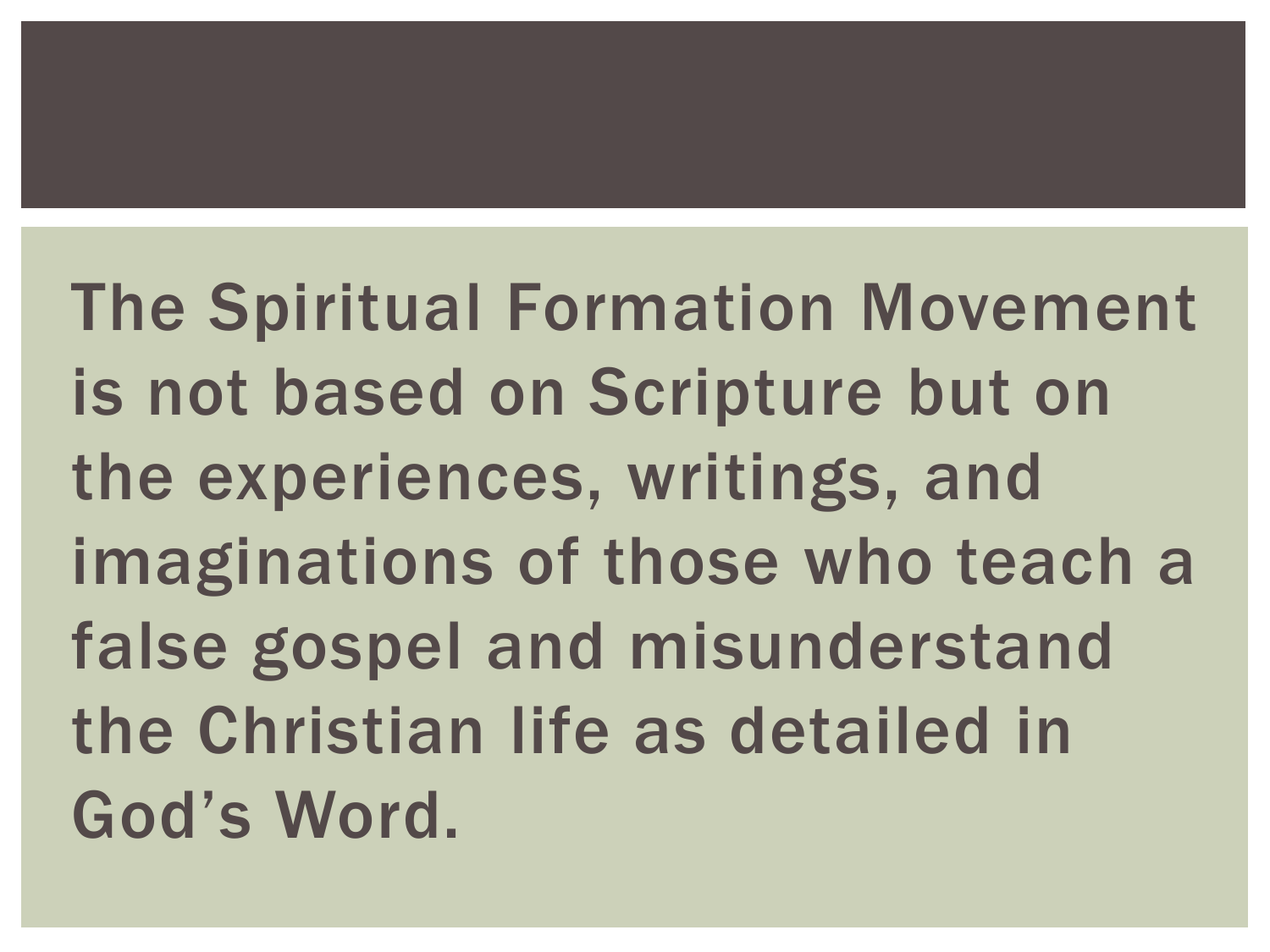The Spiritual Formation Movement is not based on Scripture but on the experiences, writings, and imaginations of those who teach a false gospel and misunderstand the Christian life as detailed in God's Word.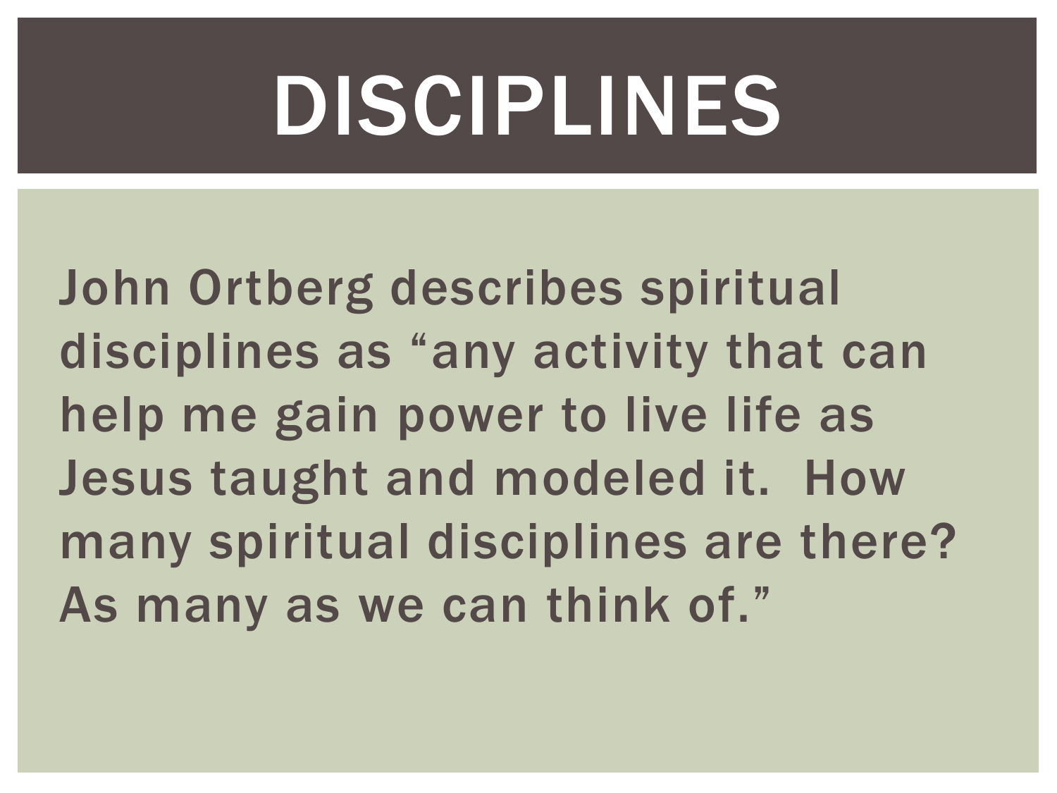# DISCIPLINES

John Ortberg describes spiritual disciplines as “any activity that can help me gain power to live life as Jesus taught and modeled it. How many spiritual disciplines are there? As many as we can think of.”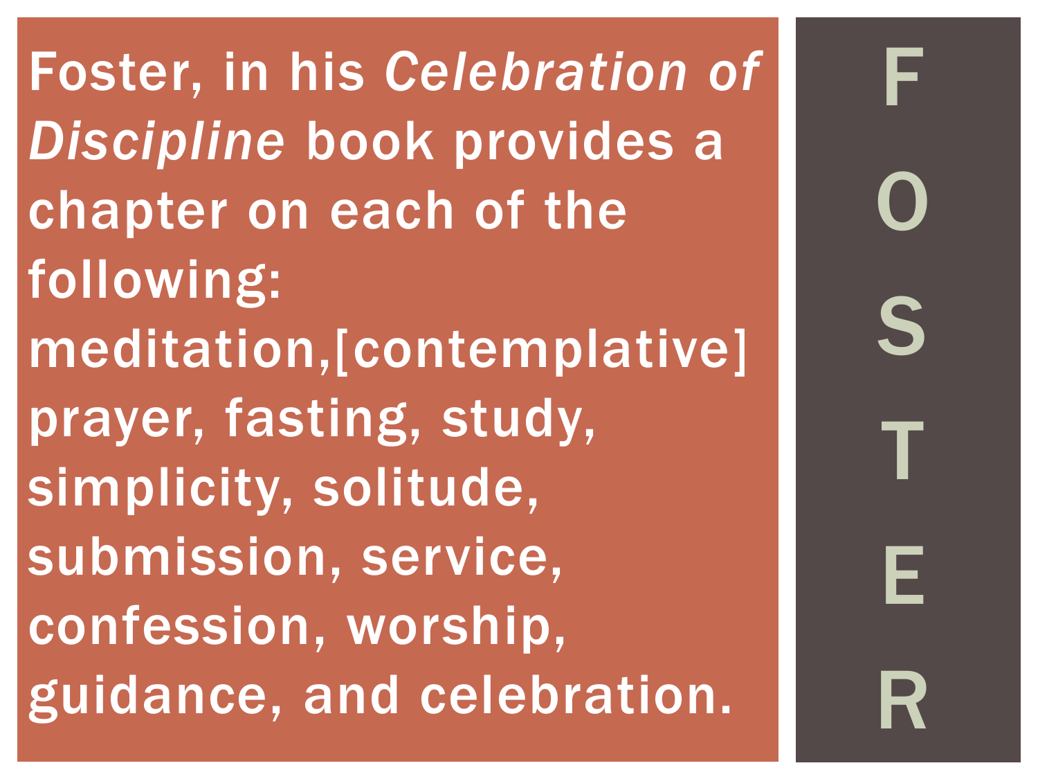# FOSTER

Foster, in his *Celebration of Discipline* book provides a chapter on each of the following: meditation,[contemplative] prayer, fasting, study, simplicity, solitude, submission, service, confession, worship, guidance, and celebration.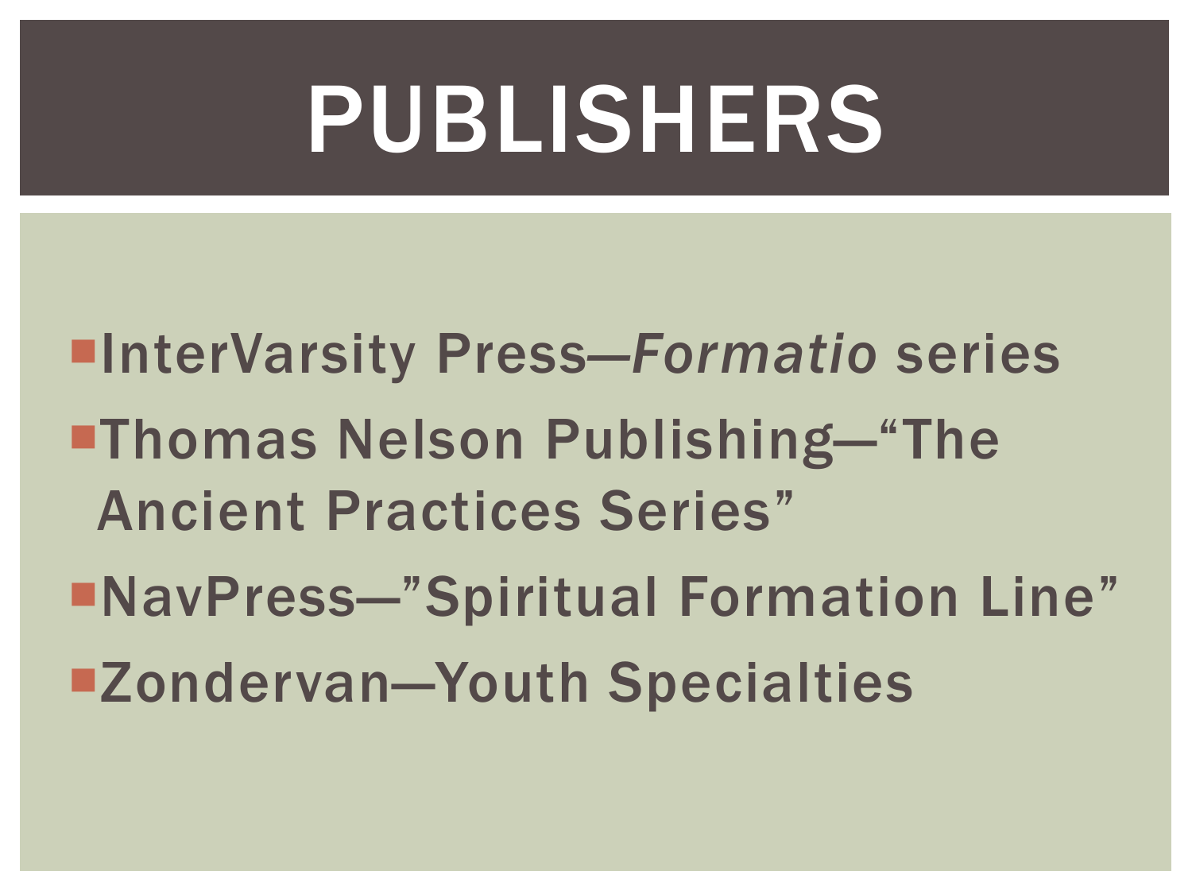# PUBLISHERS

- InterVarsity Press—*Formatio* series
- Thomas Nelson Publishing—“The Ancient Practices Series”
- NavPress—”Spiritual Formation Line”
- Zondervan—Youth Specialties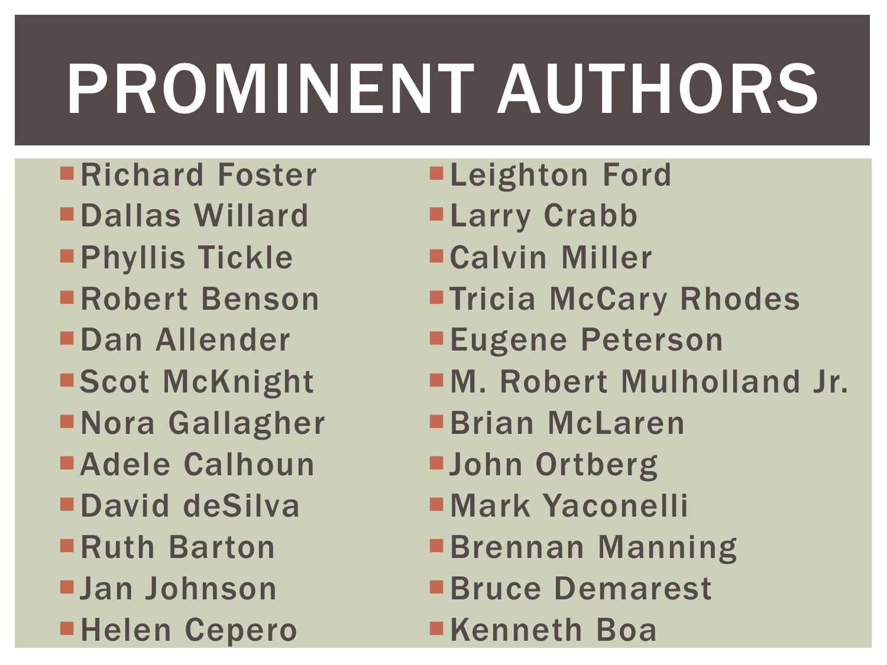# PROMINENT AUTHORS

- Richard Foster
- Dallas Willard
- Phyllis Tickle
- Robert Benson
- Dan Allender
- Scot McKnight
- Nora Gallagher
- Adele Calhoun
- David deSilva
- Ruth Barton
- Jan Johnson
- Helen Cepero
- Leighton Ford
- Larry Crabb
- Calvin Miller
- Tricia McCary Rhodes
- Eugene Peterson
- M. Robert Mulholland Jr.
- Brian McLaren
- John Ortberg
- Mark Yaconelli
- Brennan Manning
- Bruce Demarest
- Kenneth Boa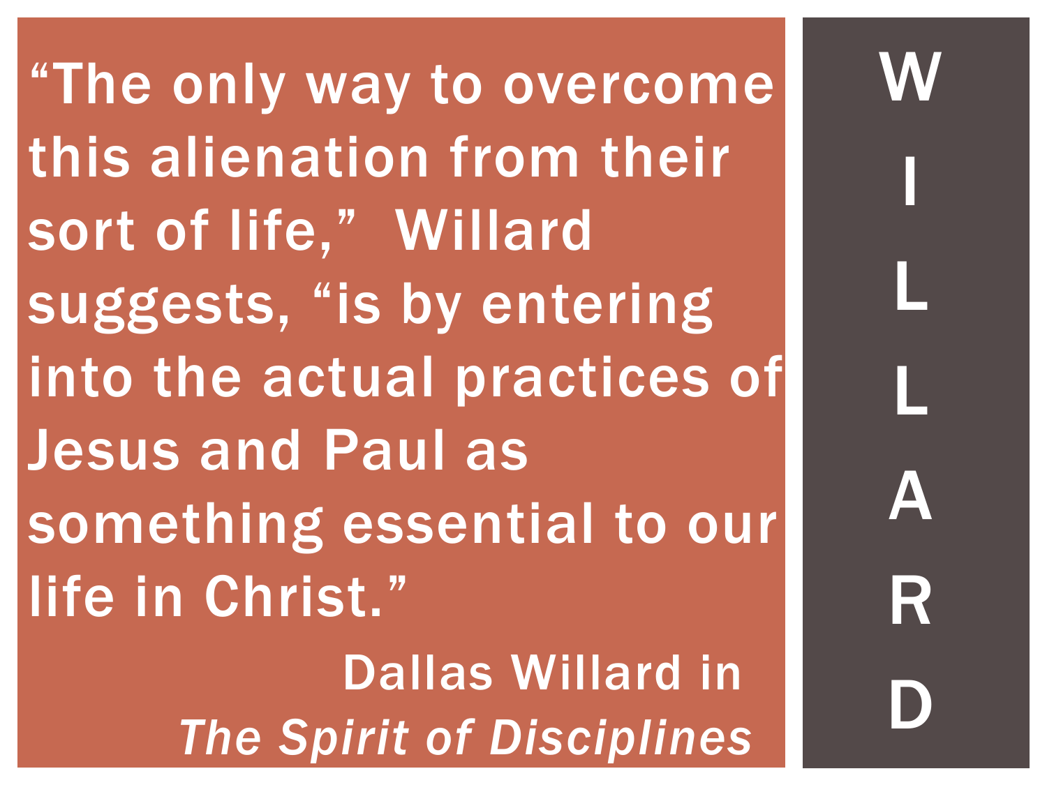“The only way to overcome this alienation from their sort of life,” Willard suggests, “is by entering into the actual practices of Jesus and Paul as something essential to our life in Christ.”

Dallas Willard in
*The Spirit of Disciplines*

# WILLARD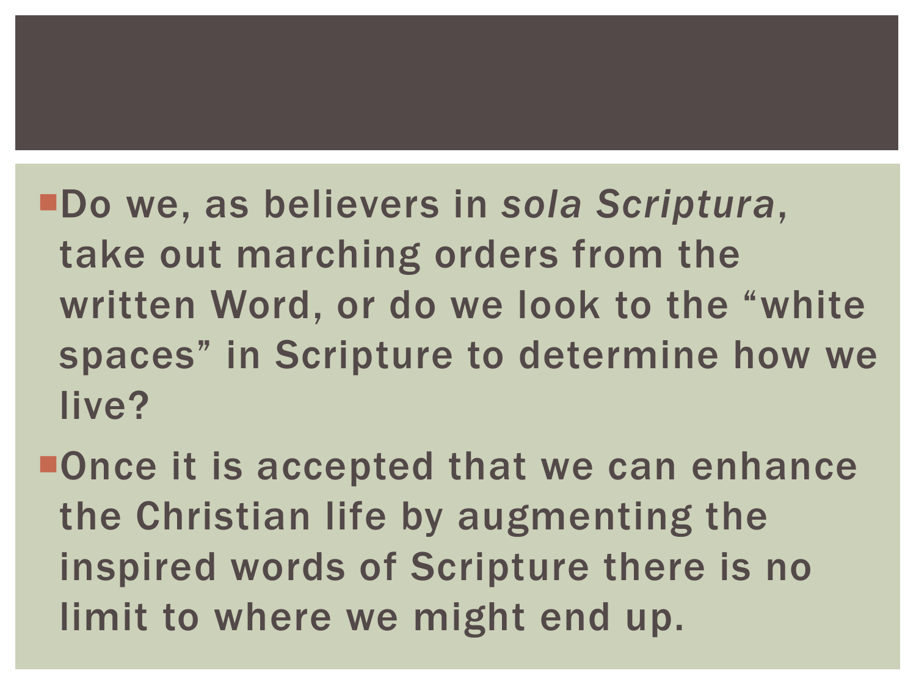- Do we, as believers in *sola Scriptura*, take out marching orders from the written Word, or do we look to the "white spaces" in Scripture to determine how we live?
- Once it is accepted that we can enhance the Christian life by augmenting the inspired words of Scripture there is no limit to where we might end up.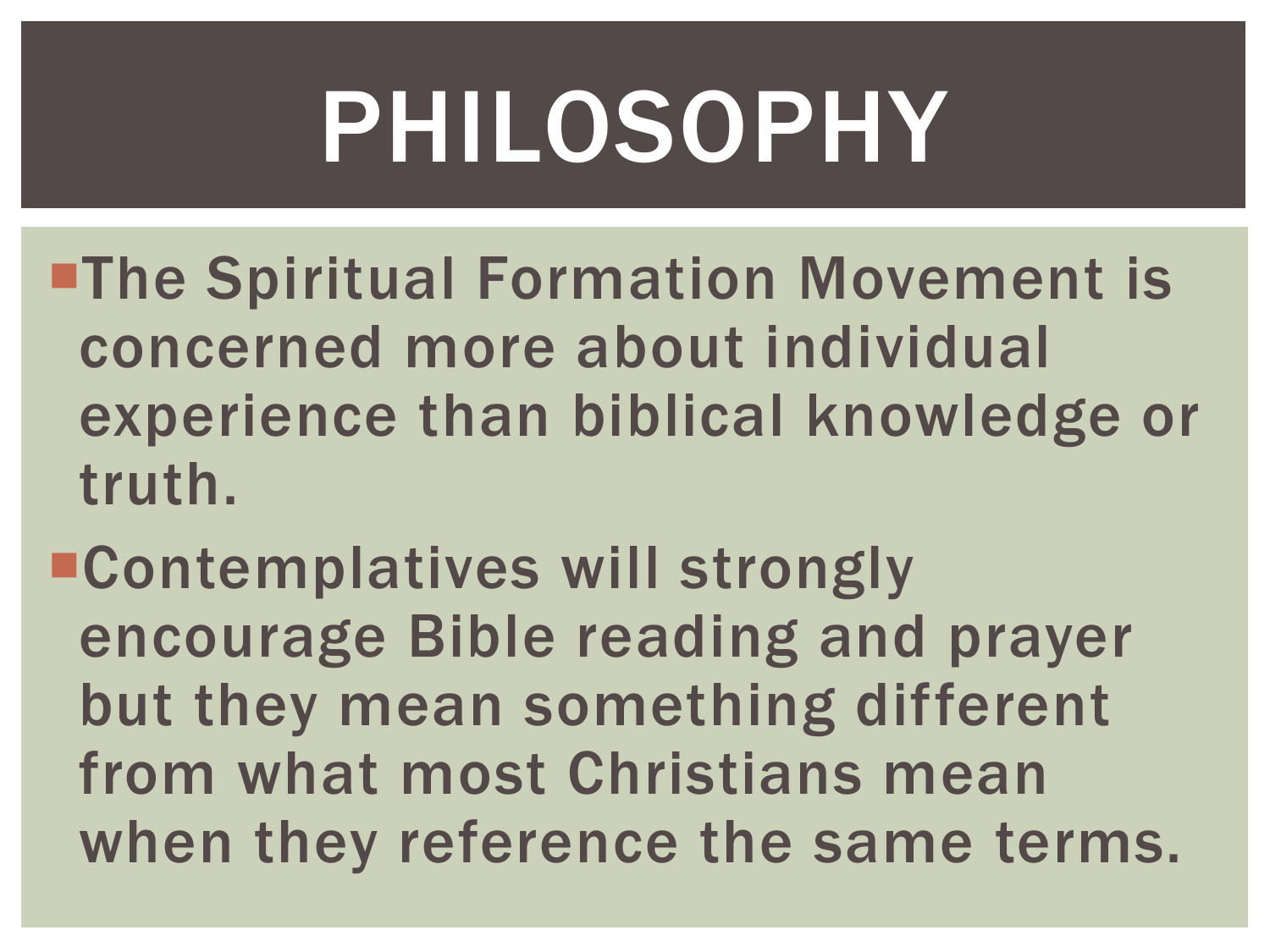# PHILOSOPHY

- The Spiritual Formation Movement is concerned more about individual experience than biblical knowledge or truth.
- Contemplatives will strongly encourage Bible reading and prayer but they mean something different from what most Christians mean when they reference the same terms.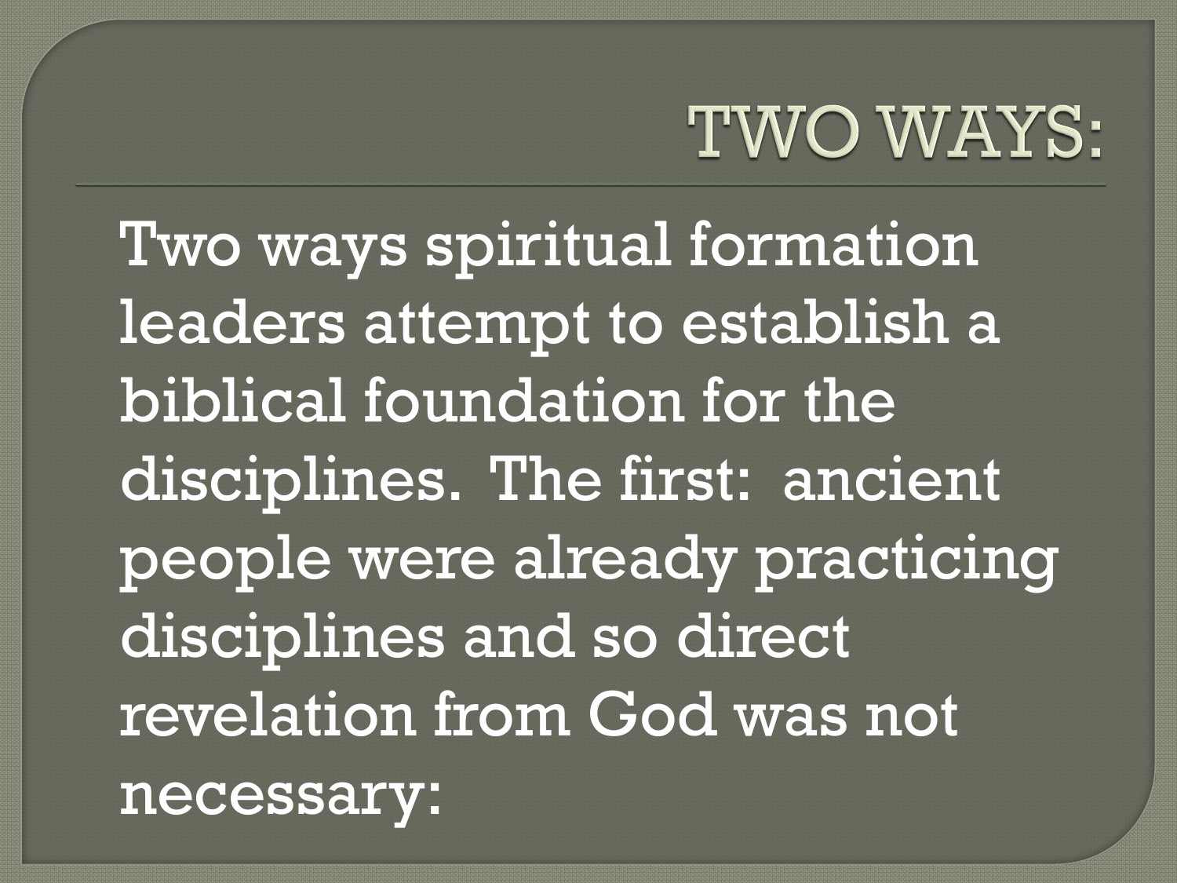# TWO WAYS:

Two ways spiritual formation leaders attempt to establish a biblical foundation for the disciplines. The first: ancient people were already practicing disciplines and so direct revelation from God was not necessary: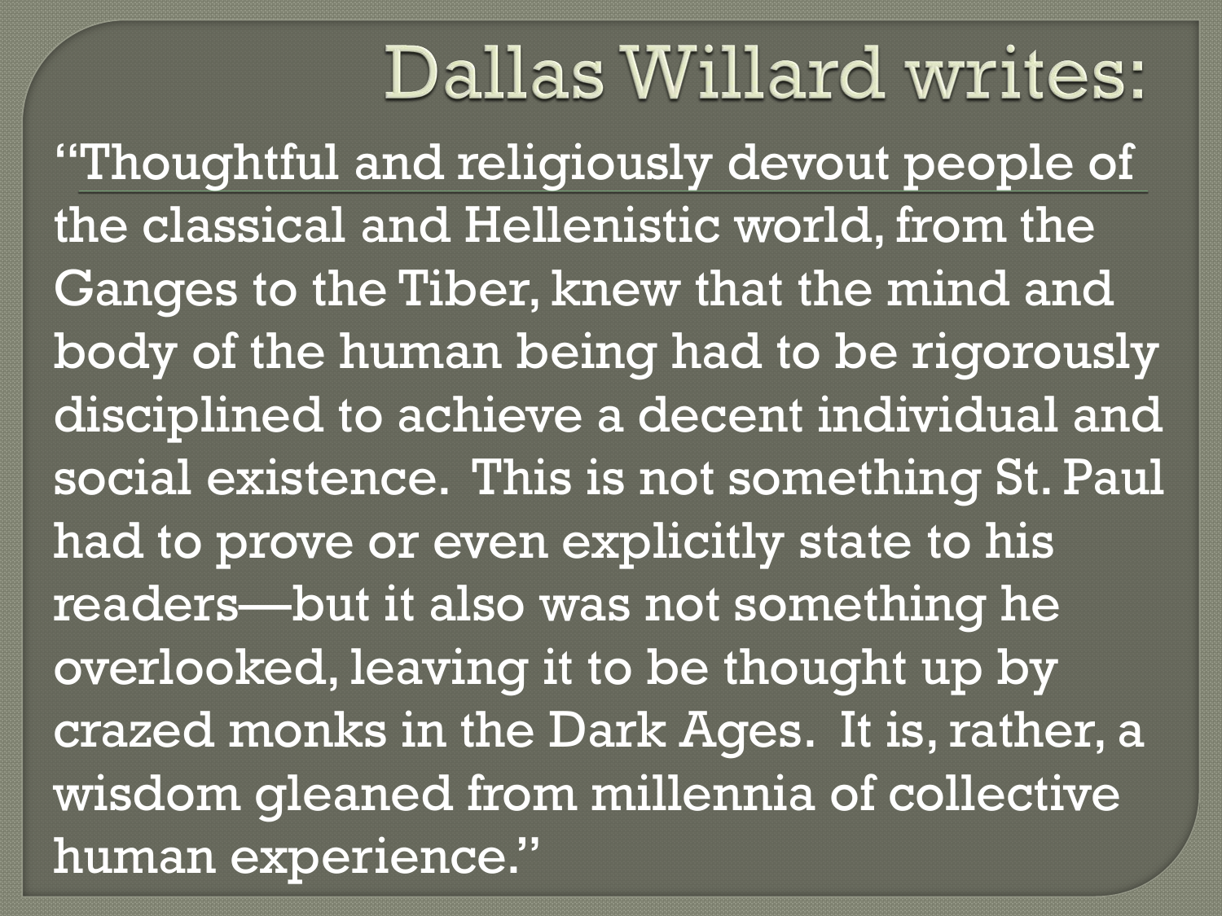# Dallas Willard writes:

"Thoughtful and religiously devout people of the classical and Hellenistic world, from the Ganges to the Tiber, knew that the mind and body of the human being had to be rigorously disciplined to achieve a decent individual and social existence. This is not something St. Paul had to prove or even explicitly state to his readers—but it also was not something he overlooked, leaving it to be thought up by crazed monks in the Dark Ages. It is, rather, a wisdom gleaned from millennia of collective human experience."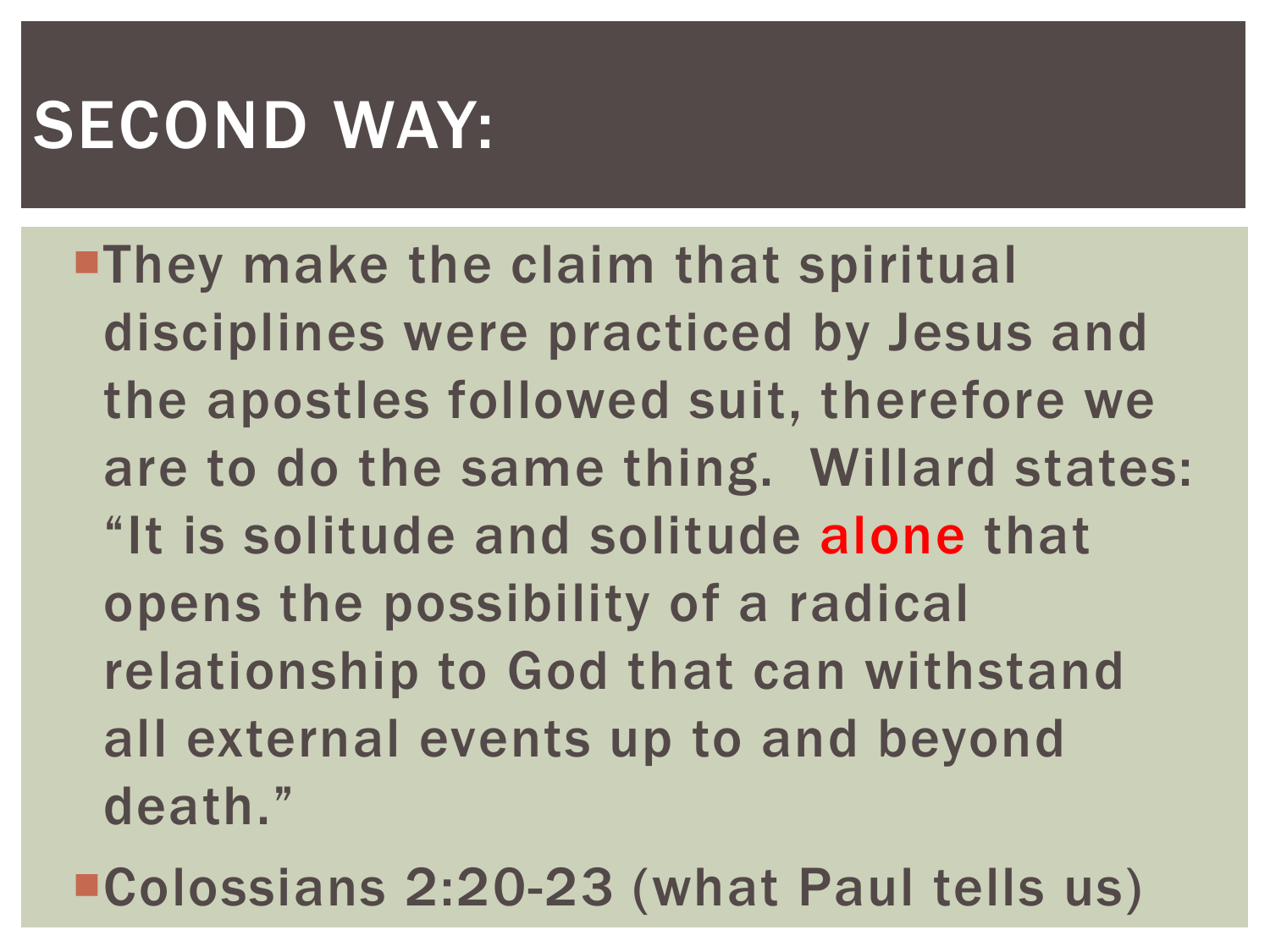# SECOND WAY:

- They make the claim that spiritual disciplines were practiced by Jesus and the apostles followed suit, therefore we are to do the same thing.  Willard states: "It is solitude and solitude **alone** that opens the possibility of a radical relationship to God that can withstand all external events up to and beyond death."
- Colossians 2:20-23 (what Paul tells us)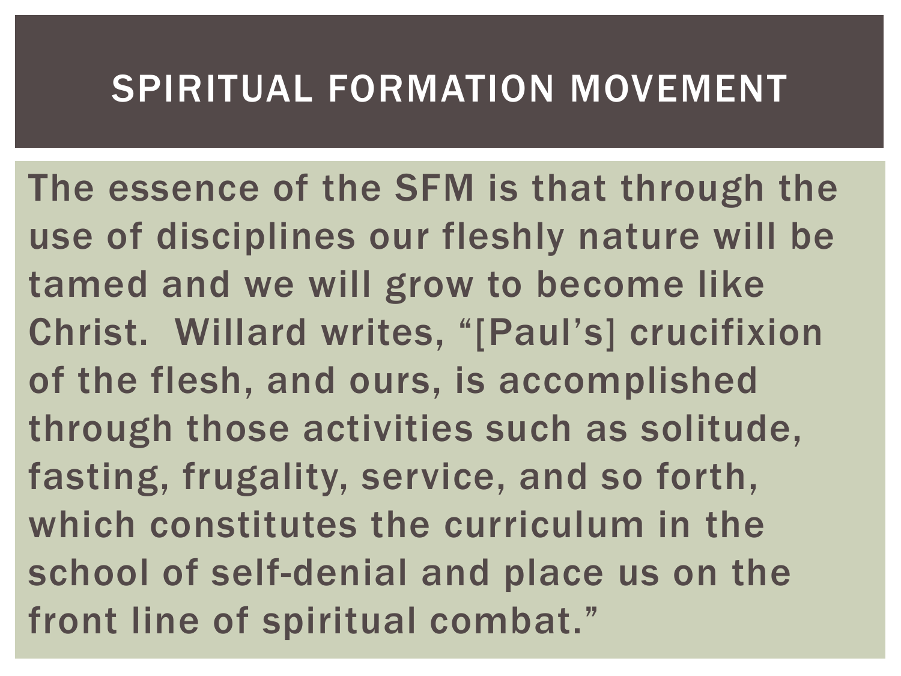# SPIRITUAL FORMATION MOVEMENT

The essence of the SFM is that through the use of disciplines our fleshly nature will be tamed and we will grow to become like Christ. Willard writes, "[Paul's] crucifixion of the flesh, and ours, is accomplished through those activities such as solitude, fasting, frugality, service, and so forth, which constitutes the curriculum in the school of self-denial and place us on the front line of spiritual combat."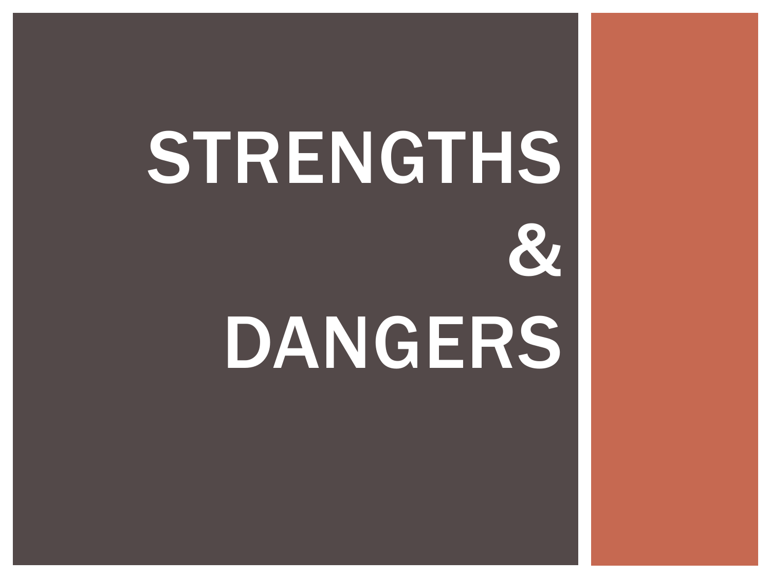# STRENGTHS & DANGERS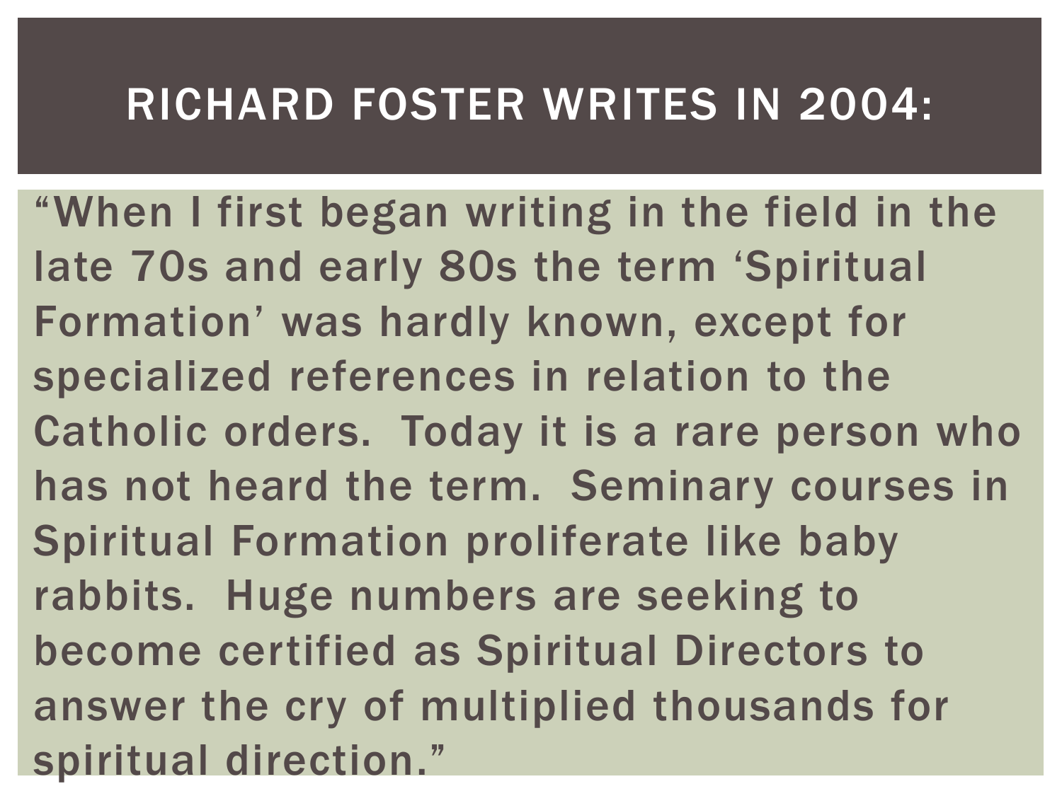# RICHARD FOSTER WRITES IN 2004:

"When I first began writing in the field in the late 70s and early 80s the term 'Spiritual Formation' was hardly known, except for specialized references in relation to the Catholic orders. Today it is a rare person who has not heard the term. Seminary courses in Spiritual Formation proliferate like baby rabbits. Huge numbers are seeking to become certified as Spiritual Directors to answer the cry of multiplied thousands for spiritual direction."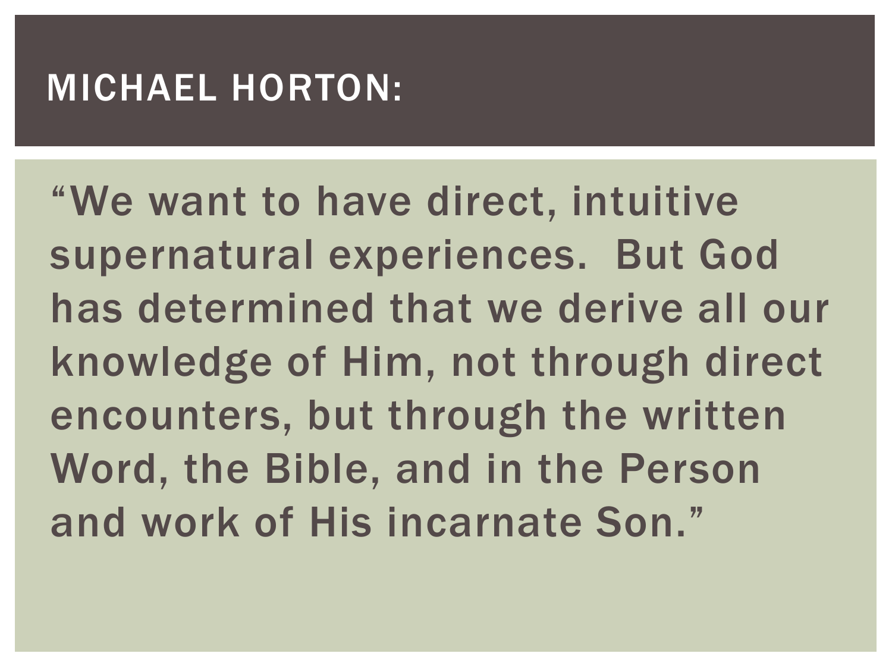# MICHAEL HORTON:

"We want to have direct, intuitive supernatural experiences. But God has determined that we derive all our knowledge of Him, not through direct encounters, but through the written Word, the Bible, and in the Person and work of His incarnate Son."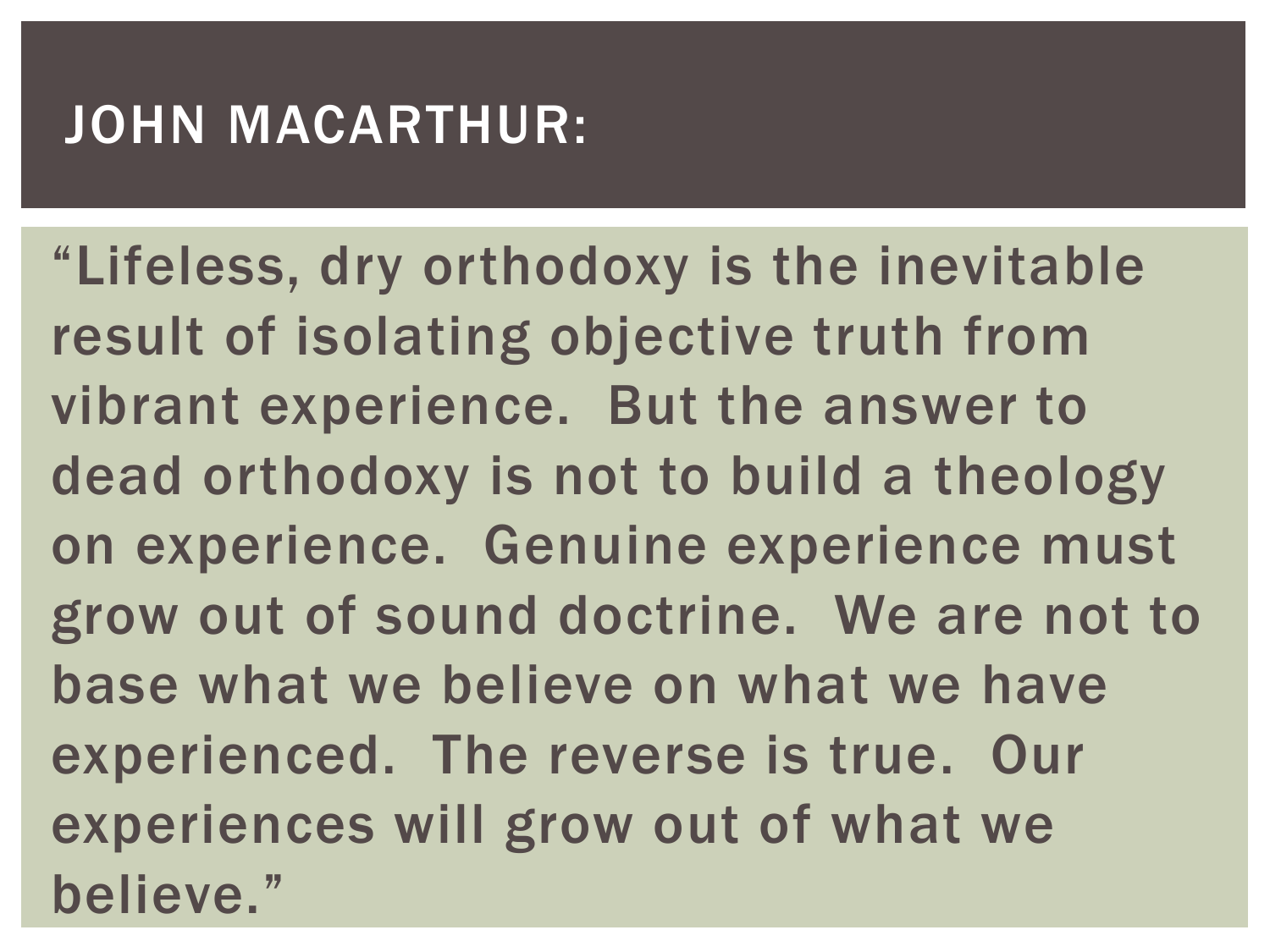# JOHN MACARTHUR:

"Lifeless, dry orthodoxy is the inevitable result of isolating objective truth from vibrant experience. But the answer to dead orthodoxy is not to build a theology on experience. Genuine experience must grow out of sound doctrine. We are not to base what we believe on what we have experienced. The reverse is true. Our experiences will grow out of what we believe."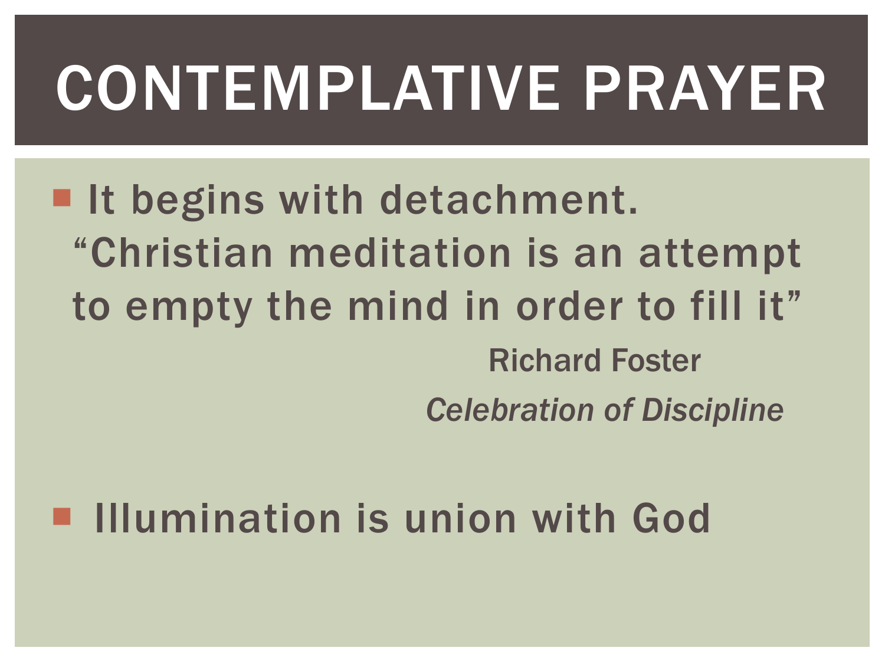# CONTEMPLATIVE PRAYER

- It begins with detachment.
  "Christian meditation is an attempt to empty the mind in order to fill it"

  Richard Foster

  *Celebration of Discipline*

- Illumination is union with God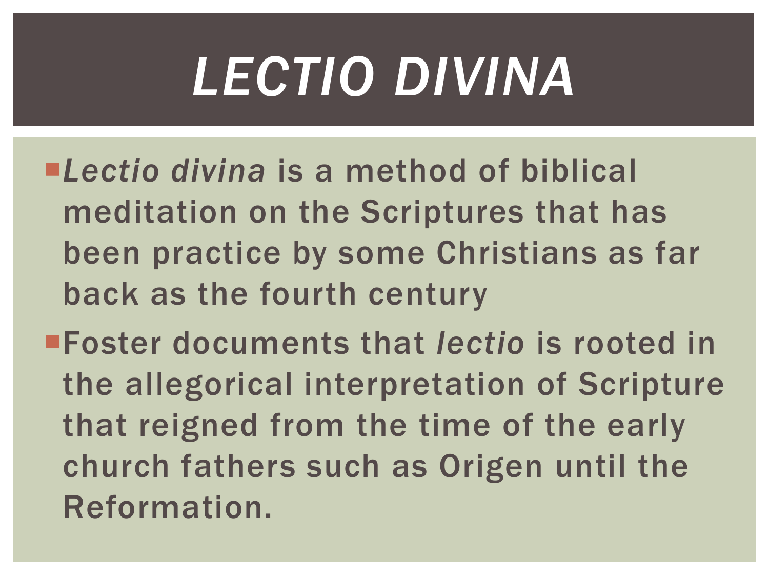# *LECTIO DIVINA*

- *Lectio divina* is a method of biblical meditation on the Scriptures that has been practice by some Christians as far back as the fourth century
- Foster documents that *lectio* is rooted in the allegorical interpretation of Scripture that reigned from the time of the early church fathers such as Origen until the Reformation.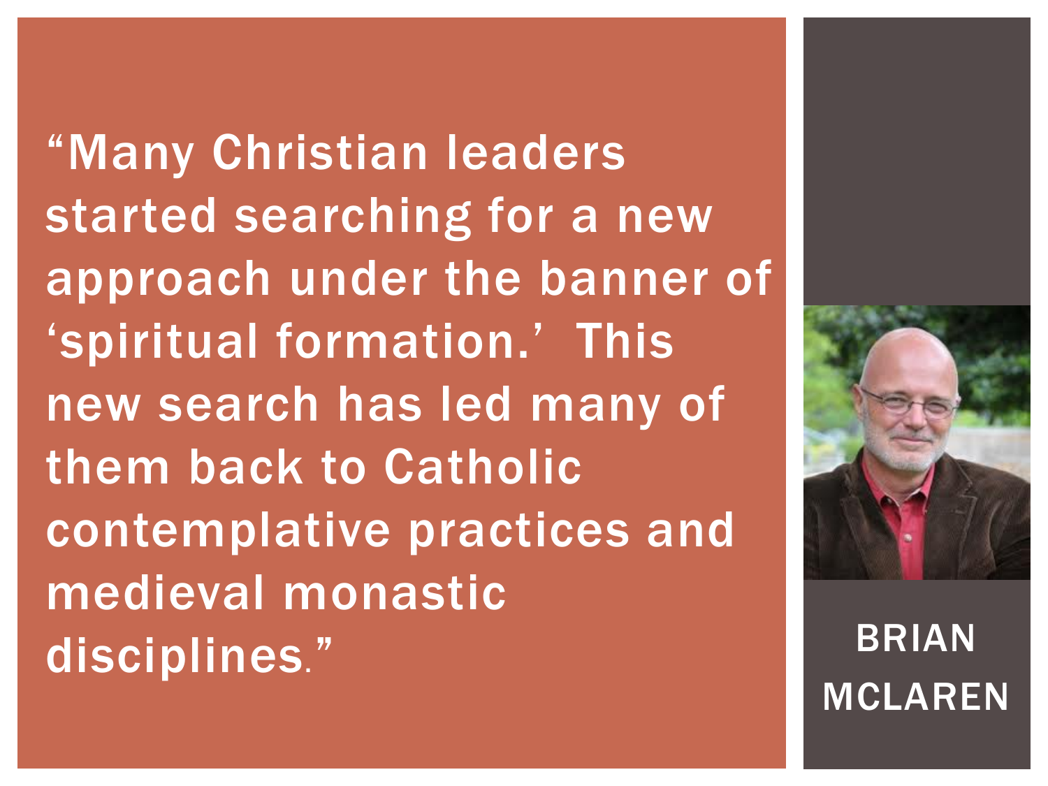"Many Christian leaders started searching for a new approach under the banner of 'spiritual formation.' This new search has led many of them back to Catholic contemplative practices and medieval monastic disciplines."

BRIAN MCLAREN